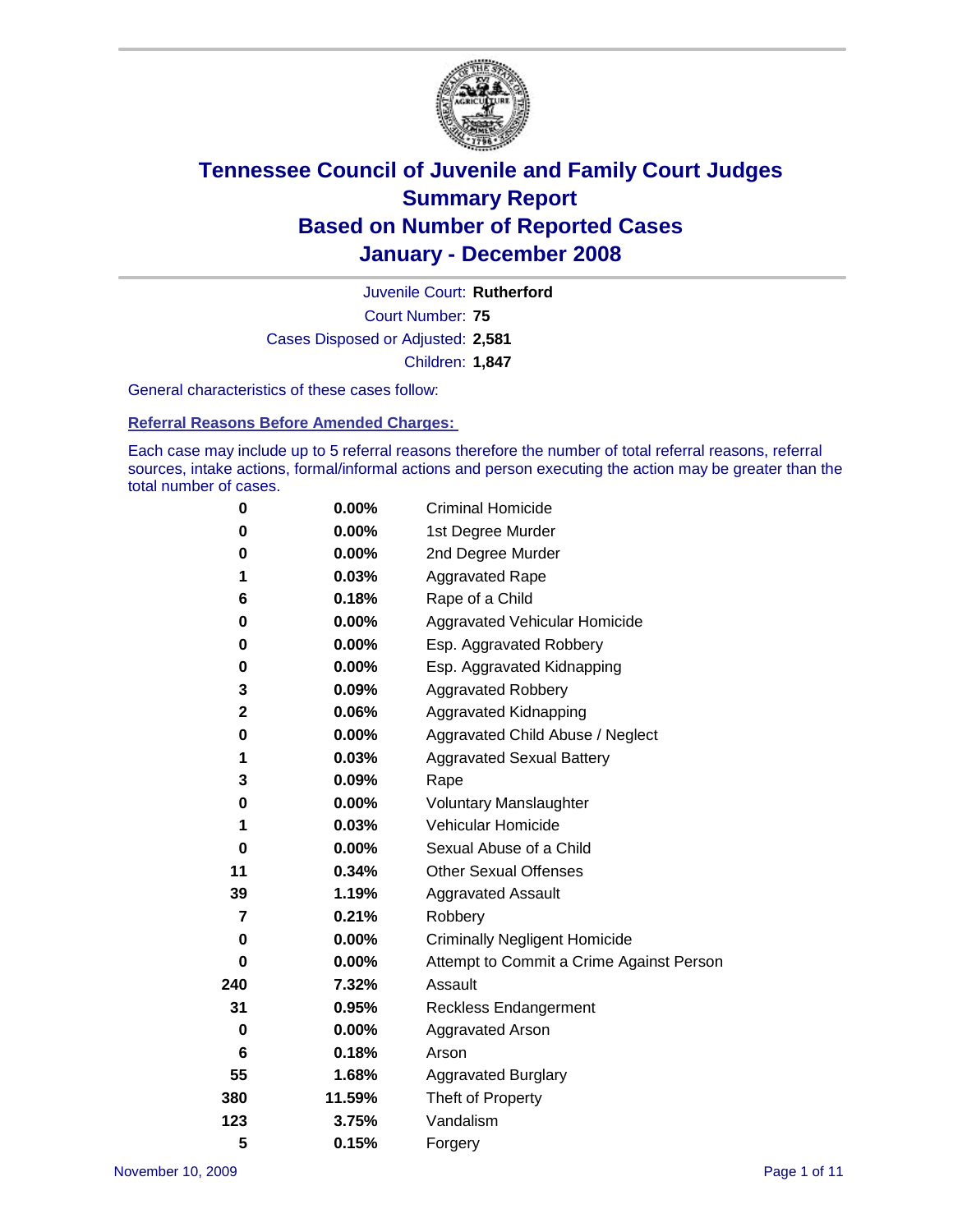# Tennessee Council of Juvenile and Family Court Judges
## Summary Report
## Based on Number of Reported Cases
## January - December 2008

Juvenile Court: **Rutherford**

Court Number: **75**

Cases Disposed or Adjusted: **2,581**

Children: **1,847**

General characteristics of these cases follow:

### Referral Reasons Before Amended Charges:

Each case may include up to 5 referral reasons therefore the number of total referral reasons, referral sources, intake actions, formal/informal actions and person executing the action may be greater than the total number of cases.

| Count | Percent | Referral Reason |
|---|---|---|
| 0 | 0.00% | Criminal Homicide |
| 0 | 0.00% | 1st Degree Murder |
| 0 | 0.00% | 2nd Degree Murder |
| 1 | 0.03% | Aggravated Rape |
| 6 | 0.18% | Rape of a Child |
| 0 | 0.00% | Aggravated Vehicular Homicide |
| 0 | 0.00% | Esp. Aggravated Robbery |
| 0 | 0.00% | Esp. Aggravated Kidnapping |
| 3 | 0.09% | Aggravated Robbery |
| 2 | 0.06% | Aggravated Kidnapping |
| 0 | 0.00% | Aggravated Child Abuse / Neglect |
| 1 | 0.03% | Aggravated Sexual Battery |
| 3 | 0.09% | Rape |
| 0 | 0.00% | Voluntary Manslaughter |
| 1 | 0.03% | Vehicular Homicide |
| 0 | 0.00% | Sexual Abuse of a Child |
| 11 | 0.34% | Other Sexual Offenses |
| 39 | 1.19% | Aggravated Assault |
| 7 | 0.21% | Robbery |
| 0 | 0.00% | Criminally Negligent Homicide |
| 0 | 0.00% | Attempt to Commit a Crime Against Person |
| 240 | 7.32% | Assault |
| 31 | 0.95% | Reckless Endangerment |
| 0 | 0.00% | Aggravated Arson |
| 6 | 0.18% | Arson |
| 55 | 1.68% | Aggravated Burglary |
| 380 | 11.59% | Theft of Property |
| 123 | 3.75% | Vandalism |
| 5 | 0.15% | Forgery |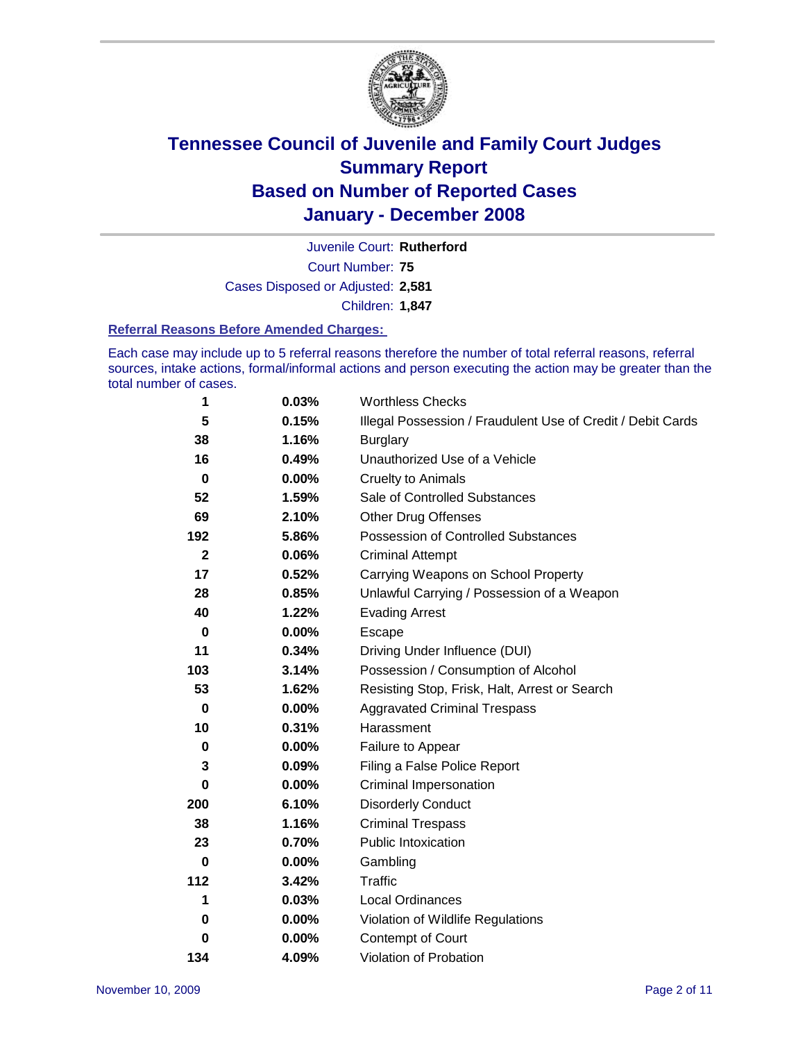# Tennessee Council of Juvenile and Family Court Judges
# Summary Report
# Based on Number of Reported Cases
# January - December 2008

Juvenile Court: **Rutherford**
Court Number: **75**
Cases Disposed or Adjusted: **2,581**
Children: **1,847**

### Referral Reasons Before Amended Charges:

Each case may include up to 5 referral reasons therefore the number of total referral reasons, referral sources, intake actions, formal/informal actions and person executing the action may be greater than the total number of cases.

| | | |
|---|---|---|
| 1 | 0.03% | Worthless Checks |
| 5 | 0.15% | Illegal Possession / Fraudulent Use of Credit / Debit Cards |
| 38 | 1.16% | Burglary |
| 16 | 0.49% | Unauthorized Use of a Vehicle |
| 0 | 0.00% | Cruelty to Animals |
| 52 | 1.59% | Sale of Controlled Substances |
| 69 | 2.10% | Other Drug Offenses |
| 192 | 5.86% | Possession of Controlled Substances |
| 2 | 0.06% | Criminal Attempt |
| 17 | 0.52% | Carrying Weapons on School Property |
| 28 | 0.85% | Unlawful Carrying / Possession of a Weapon |
| 40 | 1.22% | Evading Arrest |
| 0 | 0.00% | Escape |
| 11 | 0.34% | Driving Under Influence (DUI) |
| 103 | 3.14% | Possession / Consumption of Alcohol |
| 53 | 1.62% | Resisting Stop, Frisk, Halt, Arrest or Search |
| 0 | 0.00% | Aggravated Criminal Trespass |
| 10 | 0.31% | Harassment |
| 0 | 0.00% | Failure to Appear |
| 3 | 0.09% | Filing a False Police Report |
| 0 | 0.00% | Criminal Impersonation |
| 200 | 6.10% | Disorderly Conduct |
| 38 | 1.16% | Criminal Trespass |
| 23 | 0.70% | Public Intoxication |
| 0 | 0.00% | Gambling |
| 112 | 3.42% | Traffic |
| 1 | 0.03% | Local Ordinances |
| 0 | 0.00% | Violation of Wildlife Regulations |
| 0 | 0.00% | Contempt of Court |
| 134 | 4.09% | Violation of Probation |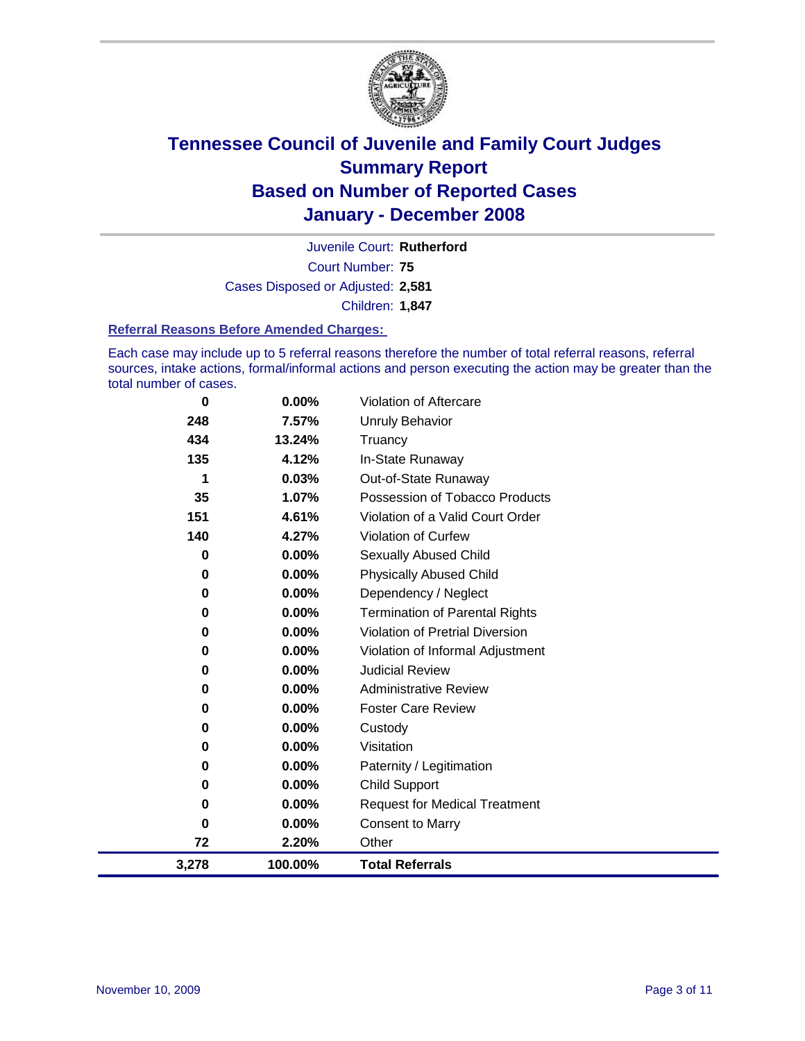# Tennessee Council of Juvenile and Family Court Judges
## Summary Report
## Based on Number of Reported Cases
## January - December 2008

Juvenile Court: **Rutherford**

Court Number: **75**

Cases Disposed or Adjusted: **2,581**

Children: **1,847**

### Referral Reasons Before Amended Charges:

Each case may include up to 5 referral reasons therefore the number of total referral reasons, referral sources, intake actions, formal/informal actions and person executing the action may be greater than the total number of cases.

| | | |
|---|---|---|
| 0 | 0.00% | Violation of Aftercare |
| 248 | 7.57% | Unruly Behavior |
| 434 | 13.24% | Truancy |
| 135 | 4.12% | In-State Runaway |
| 1 | 0.03% | Out-of-State Runaway |
| 35 | 1.07% | Possession of Tobacco Products |
| 151 | 4.61% | Violation of a Valid Court Order |
| 140 | 4.27% | Violation of Curfew |
| 0 | 0.00% | Sexually Abused Child |
| 0 | 0.00% | Physically Abused Child |
| 0 | 0.00% | Dependency / Neglect |
| 0 | 0.00% | Termination of Parental Rights |
| 0 | 0.00% | Violation of Pretrial Diversion |
| 0 | 0.00% | Violation of Informal Adjustment |
| 0 | 0.00% | Judicial Review |
| 0 | 0.00% | Administrative Review |
| 0 | 0.00% | Foster Care Review |
| 0 | 0.00% | Custody |
| 0 | 0.00% | Visitation |
| 0 | 0.00% | Paternity / Legitimation |
| 0 | 0.00% | Child Support |
| 0 | 0.00% | Request for Medical Treatment |
| 0 | 0.00% | Consent to Marry |
| 72 | 2.20% | Other |
| **3,278** | **100.00%** | **Total Referrals** |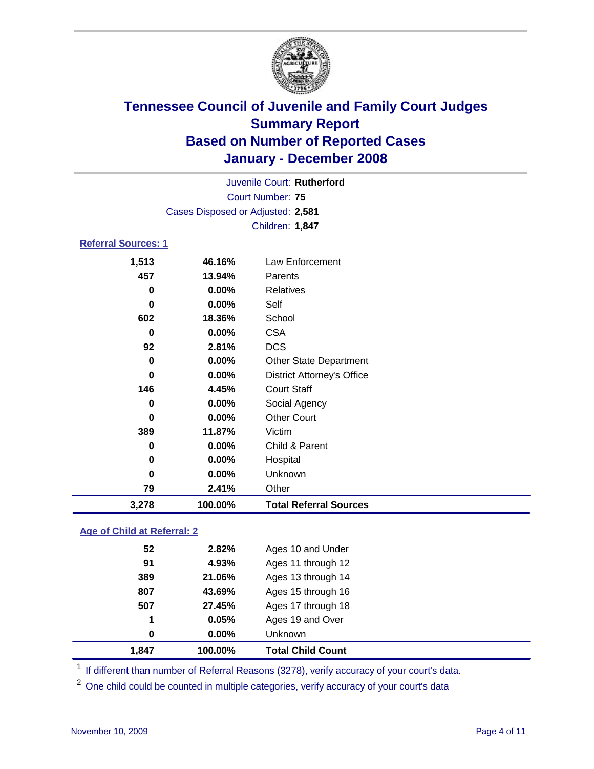# Tennessee Council of Juvenile and Family Court Judges
## Summary Report
## Based on Number of Reported Cases
## January - December 2008

Juvenile Court: **Rutherford**
Court Number: **75**
Cases Disposed or Adjusted: **2,581**
Children: **1,847**

### Referral Sources: 1

| | | |
|---|---|---|
| 1,513 | 46.16% | Law Enforcement |
| 457 | 13.94% | Parents |
| 0 | 0.00% | Relatives |
| 0 | 0.00% | Self |
| 602 | 18.36% | School |
| 0 | 0.00% | CSA |
| 92 | 2.81% | DCS |
| 0 | 0.00% | Other State Department |
| 0 | 0.00% | District Attorney's Office |
| 146 | 4.45% | Court Staff |
| 0 | 0.00% | Social Agency |
| 0 | 0.00% | Other Court |
| 389 | 11.87% | Victim |
| 0 | 0.00% | Child & Parent |
| 0 | 0.00% | Hospital |
| 0 | 0.00% | Unknown |
| 79 | 2.41% | Other |
| **3,278** | **100.00%** | **Total Referral Sources** |

### Age of Child at Referral: 2

| | | |
|---|---|---|
| 52 | 2.82% | Ages 10 and Under |
| 91 | 4.93% | Ages 11 through 12 |
| 389 | 21.06% | Ages 13 through 14 |
| 807 | 43.69% | Ages 15 through 16 |
| 507 | 27.45% | Ages 17 through 18 |
| 1 | 0.05% | Ages 19 and Over |
| 0 | 0.00% | Unknown |
| **1,847** | **100.00%** | **Total Child Count** |

[1] If different than number of Referral Reasons (3278), verify accuracy of your court's data.

[2] One child could be counted in multiple categories, verify accuracy of your court's data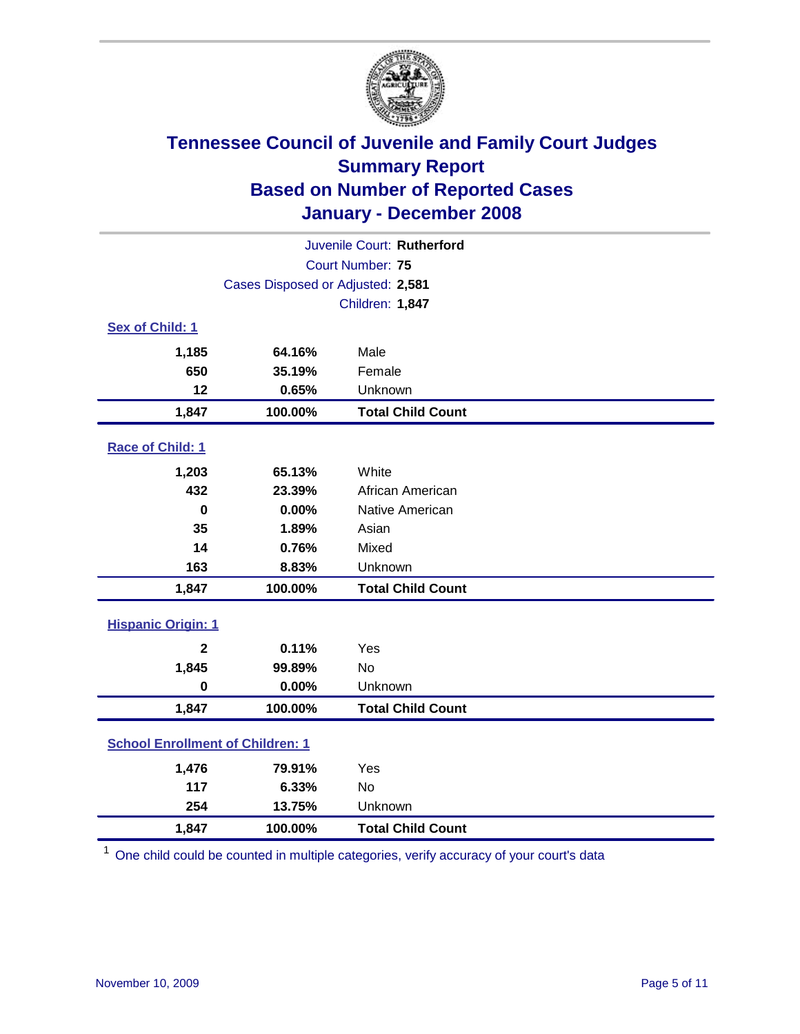# Tennessee Council of Juvenile and Family Court Judges
## Summary Report
## Based on Number of Reported Cases
## January - December 2008

Juvenile Court: **Rutherford**
Court Number: **75**
Cases Disposed or Adjusted: **2,581**
Children: **1,847**

### Sex of Child: 1

| | | |
|---|---|---|
| 1,185 | 64.16% | Male |
| 650 | 35.19% | Female |
| 12 | 0.65% | Unknown |
| **1,847** | **100.00%** | **Total Child Count** |

### Race of Child: 1

| | | |
|---|---|---|
| 1,203 | 65.13% | White |
| 432 | 23.39% | African American |
| 0 | 0.00% | Native American |
| 35 | 1.89% | Asian |
| 14 | 0.76% | Mixed |
| 163 | 8.83% | Unknown |
| **1,847** | **100.00%** | **Total Child Count** |

### Hispanic Origin: 1

| | | |
|---|---|---|
| 2 | 0.11% | Yes |
| 1,845 | 99.89% | No |
| 0 | 0.00% | Unknown |
| **1,847** | **100.00%** | **Total Child Count** |

### School Enrollment of Children: 1

| | | |
|---|---|---|
| 1,476 | 79.91% | Yes |
| 117 | 6.33% | No |
| 254 | 13.75% | Unknown |
| **1,847** | **100.00%** | **Total Child Count** |

[1] One child could be counted in multiple categories, verify accuracy of your court's data

November 10, 2009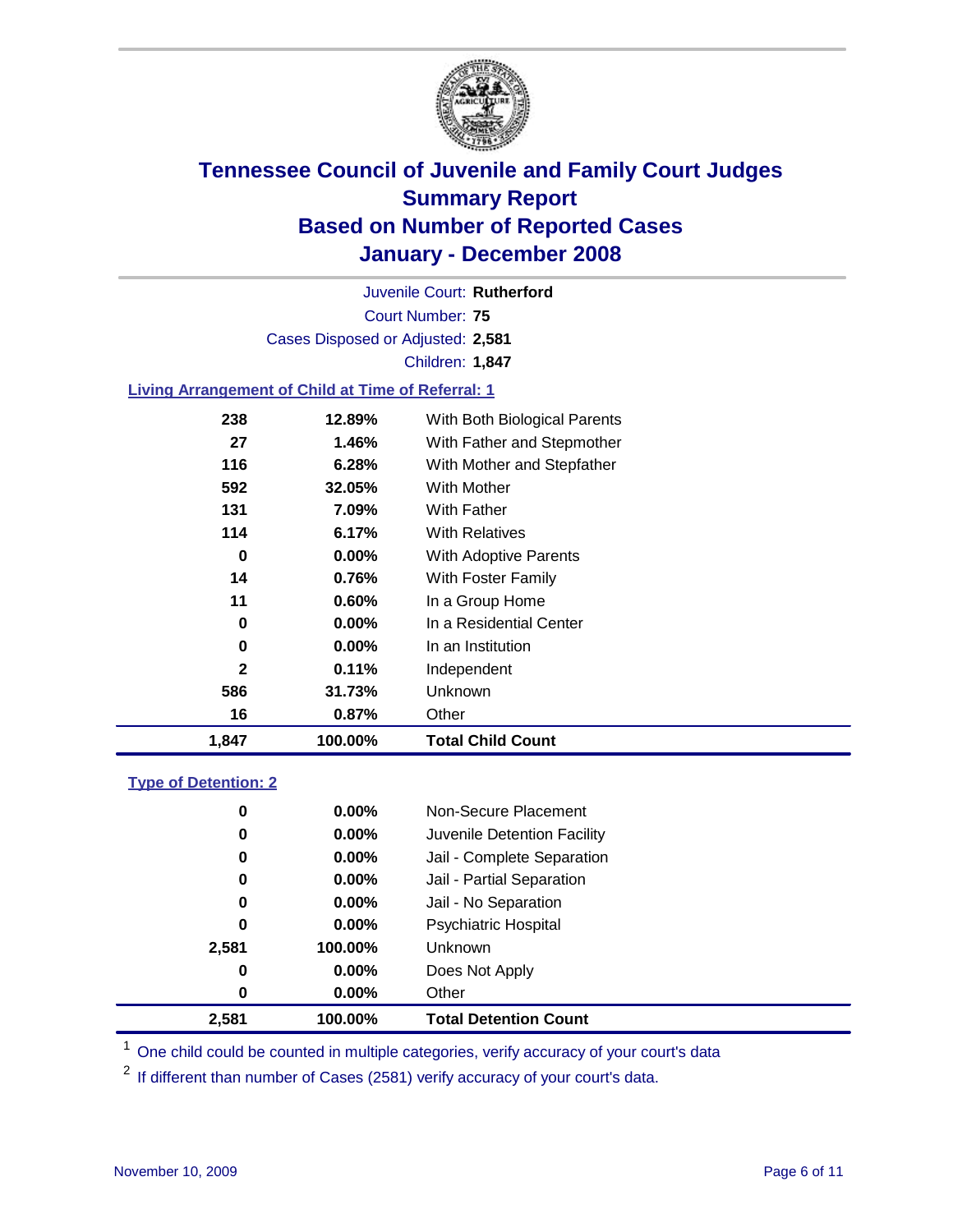# Tennessee Council of Juvenile and Family Court Judges
## Summary Report
## Based on Number of Reported Cases
## January - December 2008

Juvenile Court: **Rutherford**

Court Number: **75**

Cases Disposed or Adjusted: **2,581**

Children: **1,847**

### Living Arrangement of Child at Time of Referral: 1

| Count | Percent | Category |
|---|---|---|
| 238 | 12.89% | With Both Biological Parents |
| 27 | 1.46% | With Father and Stepmother |
| 116 | 6.28% | With Mother and Stepfather |
| 592 | 32.05% | With Mother |
| 131 | 7.09% | With Father |
| 114 | 6.17% | With Relatives |
| 0 | 0.00% | With Adoptive Parents |
| 14 | 0.76% | With Foster Family |
| 11 | 0.60% | In a Group Home |
| 0 | 0.00% | In a Residential Center |
| 0 | 0.00% | In an Institution |
| 2 | 0.11% | Independent |
| 586 | 31.73% | Unknown |
| 16 | 0.87% | Other |
| **1,847** | **100.00%** | **Total Child Count** |

### Type of Detention: 2

| Count | Percent | Category |
|---|---|---|
| 0 | 0.00% | Non-Secure Placement |
| 0 | 0.00% | Juvenile Detention Facility |
| 0 | 0.00% | Jail - Complete Separation |
| 0 | 0.00% | Jail - Partial Separation |
| 0 | 0.00% | Jail - No Separation |
| 0 | 0.00% | Psychiatric Hospital |
| 2,581 | 100.00% | Unknown |
| 0 | 0.00% | Does Not Apply |
| 0 | 0.00% | Other |
| **2,581** | **100.00%** | **Total Detention Count** |

[1] One child could be counted in multiple categories, verify accuracy of your court's data

[2] If different than number of Cases (2581) verify accuracy of your court's data.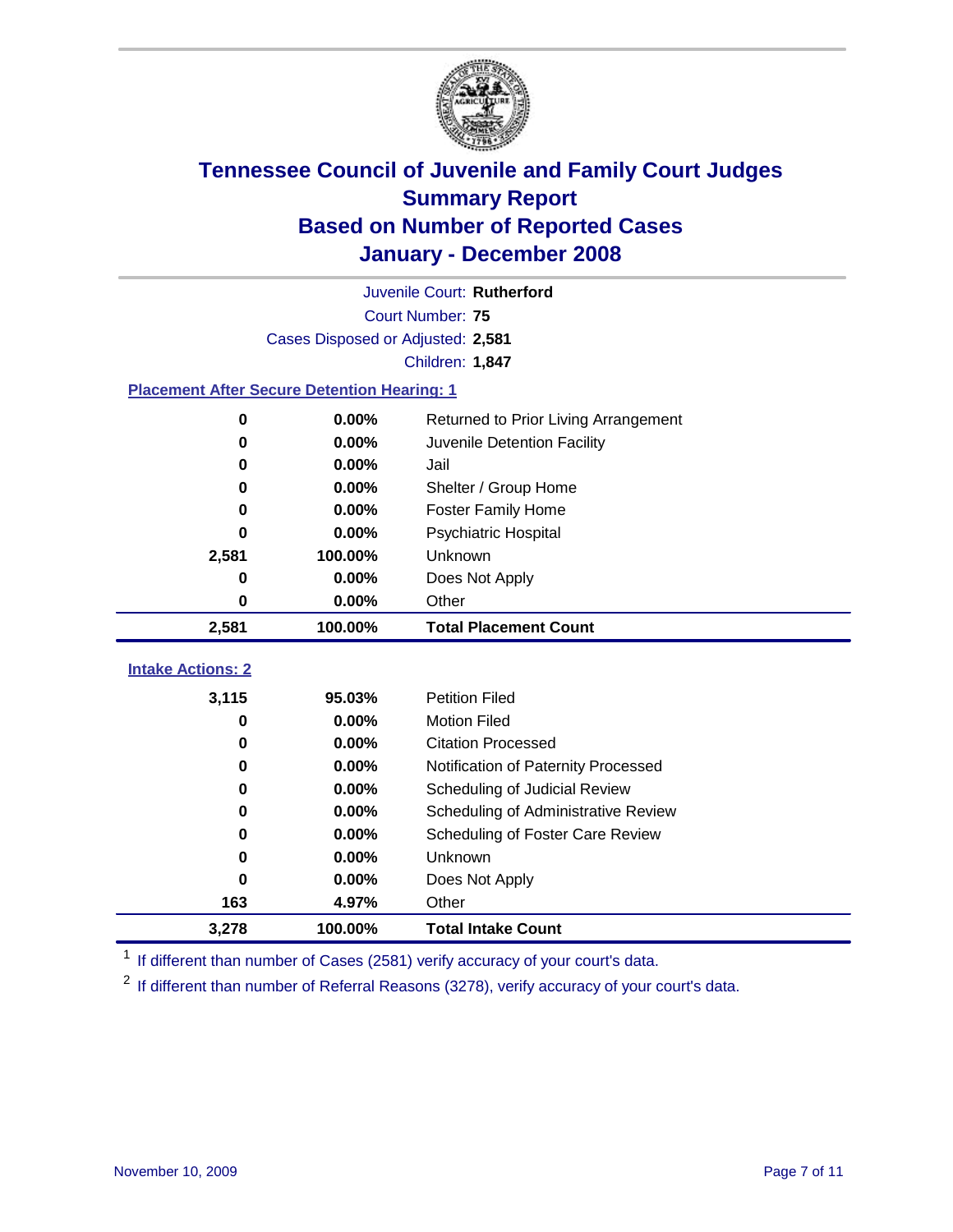# Tennessee Council of Juvenile and Family Court Judges Summary Report Based on Number of Reported Cases January - December 2008

Juvenile Court: **Rutherford**

Court Number: **75**

Cases Disposed or Adjusted: **2,581**

Children: **1,847**

## Placement After Secure Detention Hearing: 1

| Count | Percent | Placement |
|---|---|---|
| 0 | 0.00% | Returned to Prior Living Arrangement |
| 0 | 0.00% | Juvenile Detention Facility |
| 0 | 0.00% | Jail |
| 0 | 0.00% | Shelter / Group Home |
| 0 | 0.00% | Foster Family Home |
| 0 | 0.00% | Psychiatric Hospital |
| 2,581 | 100.00% | Unknown |
| 0 | 0.00% | Does Not Apply |
| 0 | 0.00% | Other |
| **2,581** | **100.00%** | **Total Placement Count** |

## Intake Actions: 2

| Count | Percent | Intake Action |
|---|---|---|
| 3,115 | 95.03% | Petition Filed |
| 0 | 0.00% | Motion Filed |
| 0 | 0.00% | Citation Processed |
| 0 | 0.00% | Notification of Paternity Processed |
| 0 | 0.00% | Scheduling of Judicial Review |
| 0 | 0.00% | Scheduling of Administrative Review |
| 0 | 0.00% | Scheduling of Foster Care Review |
| 0 | 0.00% | Unknown |
| 0 | 0.00% | Does Not Apply |
| 163 | 4.97% | Other |
| **3,278** | **100.00%** | **Total Intake Count** |

[1] If different than number of Cases (2581) verify accuracy of your court's data.

[2] If different than number of Referral Reasons (3278), verify accuracy of your court's data.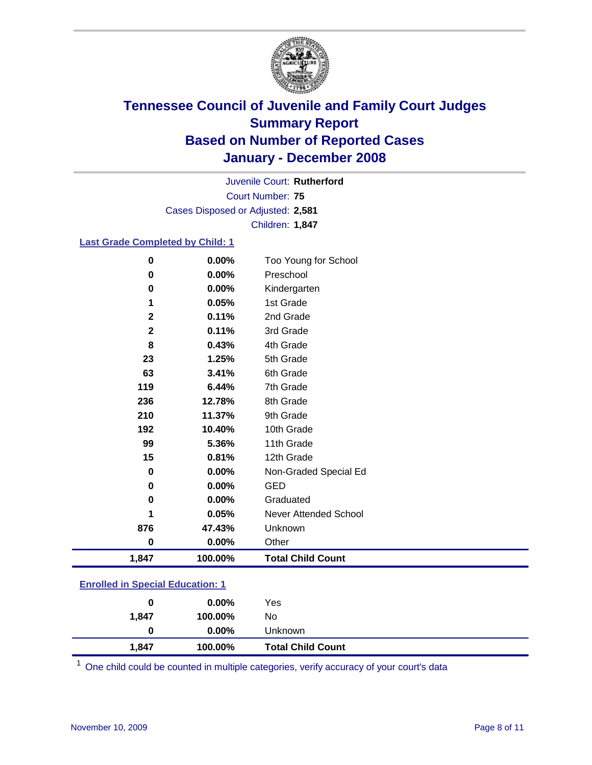# Tennessee Council of Juvenile and Family Court Judges
## Summary Report
## Based on Number of Reported Cases
## January - December 2008

Juvenile Court: **Rutherford**

Court Number: **75**

Cases Disposed or Adjusted: **2,581**

Children: **1,847**

### Last Grade Completed by Child: 1

| Count | Percent | Category |
|---|---|---|
| 0 | 0.00% | Too Young for School |
| 0 | 0.00% | Preschool |
| 0 | 0.00% | Kindergarten |
| 1 | 0.05% | 1st Grade |
| 2 | 0.11% | 2nd Grade |
| 2 | 0.11% | 3rd Grade |
| 8 | 0.43% | 4th Grade |
| 23 | 1.25% | 5th Grade |
| 63 | 3.41% | 6th Grade |
| 119 | 6.44% | 7th Grade |
| 236 | 12.78% | 8th Grade |
| 210 | 11.37% | 9th Grade |
| 192 | 10.40% | 10th Grade |
| 99 | 5.36% | 11th Grade |
| 15 | 0.81% | 12th Grade |
| 0 | 0.00% | Non-Graded Special Ed |
| 0 | 0.00% | GED |
| 0 | 0.00% | Graduated |
| 1 | 0.05% | Never Attended School |
| 876 | 47.43% | Unknown |
| 0 | 0.00% | Other |
| **1,847** | **100.00%** | **Total Child Count** |

### Enrolled in Special Education: 1

| Count | Percent | Category |
|---|---|---|
| 0 | 0.00% | Yes |
| 1,847 | 100.00% | No |
| 0 | 0.00% | Unknown |
| **1,847** | **100.00%** | **Total Child Count** |

[1] One child could be counted in multiple categories, verify accuracy of your court's data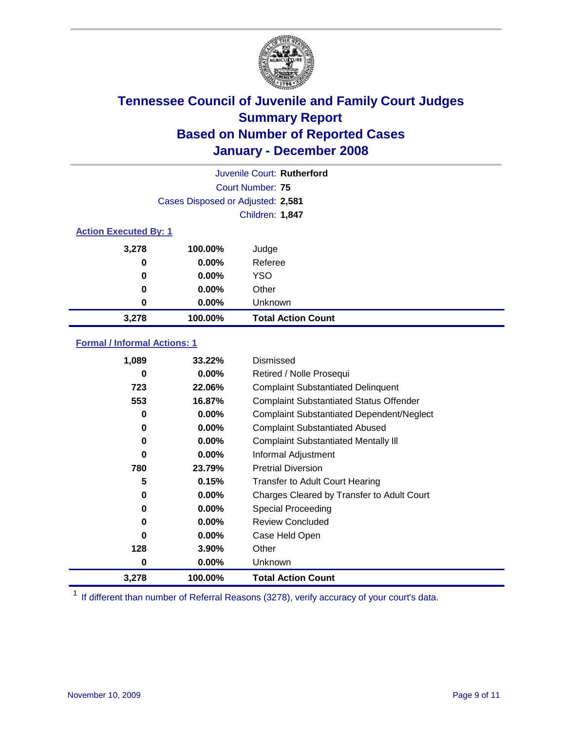# Tennessee Council of Juvenile and Family Court Judges
## Summary Report
## Based on Number of Reported Cases
## January - December 2008

Juvenile Court: **Rutherford**

Court Number: **75**

Cases Disposed or Adjusted: **2,581**

Children: **1,847**

### Action Executed By: 1

| Count | Percent | Action |
|---|---|---|
| 3,278 | 100.00% | Judge |
| 0 | 0.00% | Referee |
| 0 | 0.00% | YSO |
| 0 | 0.00% | Other |
| 0 | 0.00% | Unknown |
| **3,278** | **100.00%** | **Total Action Count** |

### Formal / Informal Actions: 1

| Count | Percent | Action |
|---|---|---|
| 1,089 | 33.22% | Dismissed |
| 0 | 0.00% | Retired / Nolle Prosequi |
| 723 | 22.06% | Complaint Substantiated Delinquent |
| 553 | 16.87% | Complaint Substantiated Status Offender |
| 0 | 0.00% | Complaint Substantiated Dependent/Neglect |
| 0 | 0.00% | Complaint Substantiated Abused |
| 0 | 0.00% | Complaint Substantiated Mentally Ill |
| 0 | 0.00% | Informal Adjustment |
| 780 | 23.79% | Pretrial Diversion |
| 5 | 0.15% | Transfer to Adult Court Hearing |
| 0 | 0.00% | Charges Cleared by Transfer to Adult Court |
| 0 | 0.00% | Special Proceeding |
| 0 | 0.00% | Review Concluded |
| 0 | 0.00% | Case Held Open |
| 128 | 3.90% | Other |
| 0 | 0.00% | Unknown |
| **3,278** | **100.00%** | **Total Action Count** |

[1] If different than number of Referral Reasons (3278), verify accuracy of your court's data.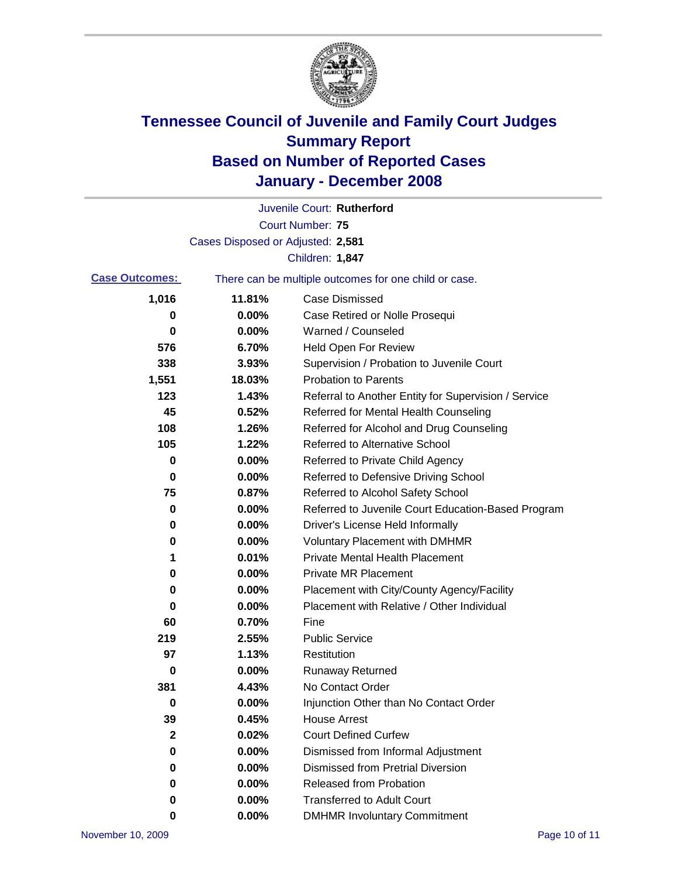# Tennessee Council of Juvenile and Family Court Judges
## Summary Report
## Based on Number of Reported Cases
## January - December 2008

Juvenile Court: **Rutherford**
Court Number: **75**
Cases Disposed or Adjusted: **2,581**
Children: **1,847**

**Case Outcomes:** There can be multiple outcomes for one child or case.

| Count | Percent | Outcome |
|---|---|---|
| 1,016 | 11.81% | Case Dismissed |
| 0 | 0.00% | Case Retired or Nolle Prosequi |
| 0 | 0.00% | Warned / Counseled |
| 576 | 6.70% | Held Open For Review |
| 338 | 3.93% | Supervision / Probation to Juvenile Court |
| 1,551 | 18.03% | Probation to Parents |
| 123 | 1.43% | Referral to Another Entity for Supervision / Service |
| 45 | 0.52% | Referred for Mental Health Counseling |
| 108 | 1.26% | Referred for Alcohol and Drug Counseling |
| 105 | 1.22% | Referred to Alternative School |
| 0 | 0.00% | Referred to Private Child Agency |
| 0 | 0.00% | Referred to Defensive Driving School |
| 75 | 0.87% | Referred to Alcohol Safety School |
| 0 | 0.00% | Referred to Juvenile Court Education-Based Program |
| 0 | 0.00% | Driver's License Held Informally |
| 0 | 0.00% | Voluntary Placement with DMHMR |
| 1 | 0.01% | Private Mental Health Placement |
| 0 | 0.00% | Private MR Placement |
| 0 | 0.00% | Placement with City/County Agency/Facility |
| 0 | 0.00% | Placement with Relative / Other Individual |
| 60 | 0.70% | Fine |
| 219 | 2.55% | Public Service |
| 97 | 1.13% | Restitution |
| 0 | 0.00% | Runaway Returned |
| 381 | 4.43% | No Contact Order |
| 0 | 0.00% | Injunction Other than No Contact Order |
| 39 | 0.45% | House Arrest |
| 2 | 0.02% | Court Defined Curfew |
| 0 | 0.00% | Dismissed from Informal Adjustment |
| 0 | 0.00% | Dismissed from Pretrial Diversion |
| 0 | 0.00% | Released from Probation |
| 0 | 0.00% | Transferred to Adult Court |
| 0 | 0.00% | DMHMR Involuntary Commitment |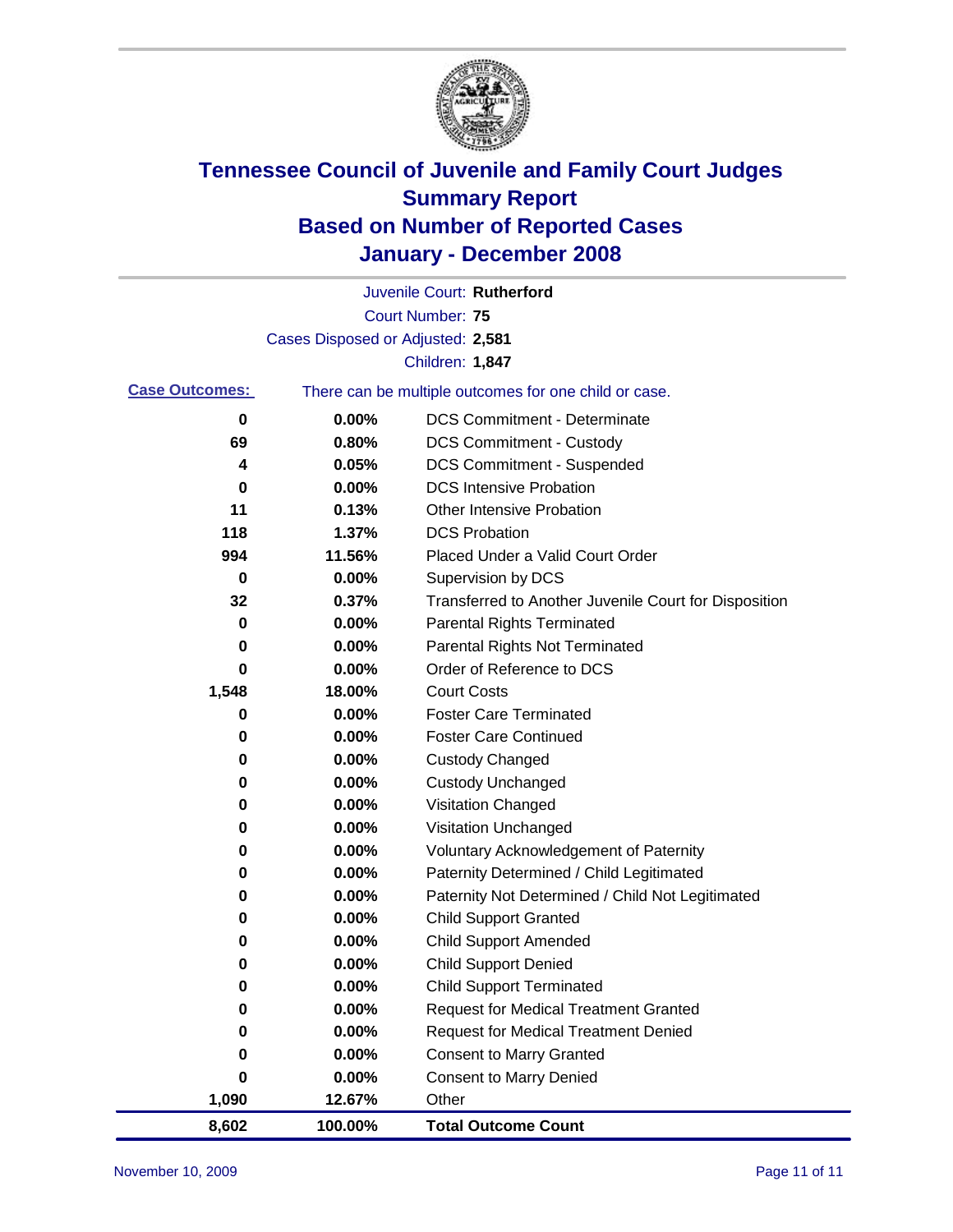# Tennessee Council of Juvenile and Family Court Judges
## Summary Report
## Based on Number of Reported Cases
## January - December 2008

Juvenile Court: **Rutherford**

Court Number: **75**

Cases Disposed or Adjusted: **2,581**

Children: **1,847**

**Case Outcomes:** There can be multiple outcomes for one child or case.

| | | |
|---|---|---|
| 0 | 0.00% | DCS Commitment - Determinate |
| 69 | 0.80% | DCS Commitment - Custody |
| 4 | 0.05% | DCS Commitment - Suspended |
| 0 | 0.00% | DCS Intensive Probation |
| 11 | 0.13% | Other Intensive Probation |
| 118 | 1.37% | DCS Probation |
| 994 | 11.56% | Placed Under a Valid Court Order |
| 0 | 0.00% | Supervision by DCS |
| 32 | 0.37% | Transferred to Another Juvenile Court for Disposition |
| 0 | 0.00% | Parental Rights Terminated |
| 0 | 0.00% | Parental Rights Not Terminated |
| 0 | 0.00% | Order of Reference to DCS |
| 1,548 | 18.00% | Court Costs |
| 0 | 0.00% | Foster Care Terminated |
| 0 | 0.00% | Foster Care Continued |
| 0 | 0.00% | Custody Changed |
| 0 | 0.00% | Custody Unchanged |
| 0 | 0.00% | Visitation Changed |
| 0 | 0.00% | Visitation Unchanged |
| 0 | 0.00% | Voluntary Acknowledgement of Paternity |
| 0 | 0.00% | Paternity Determined / Child Legitimated |
| 0 | 0.00% | Paternity Not Determined / Child Not Legitimated |
| 0 | 0.00% | Child Support Granted |
| 0 | 0.00% | Child Support Amended |
| 0 | 0.00% | Child Support Denied |
| 0 | 0.00% | Child Support Terminated |
| 0 | 0.00% | Request for Medical Treatment Granted |
| 0 | 0.00% | Request for Medical Treatment Denied |
| 0 | 0.00% | Consent to Marry Granted |
| 0 | 0.00% | Consent to Marry Denied |
| 1,090 | 12.67% | Other |
| **8,602** | **100.00%** | **Total Outcome Count** |

November 10, 2009